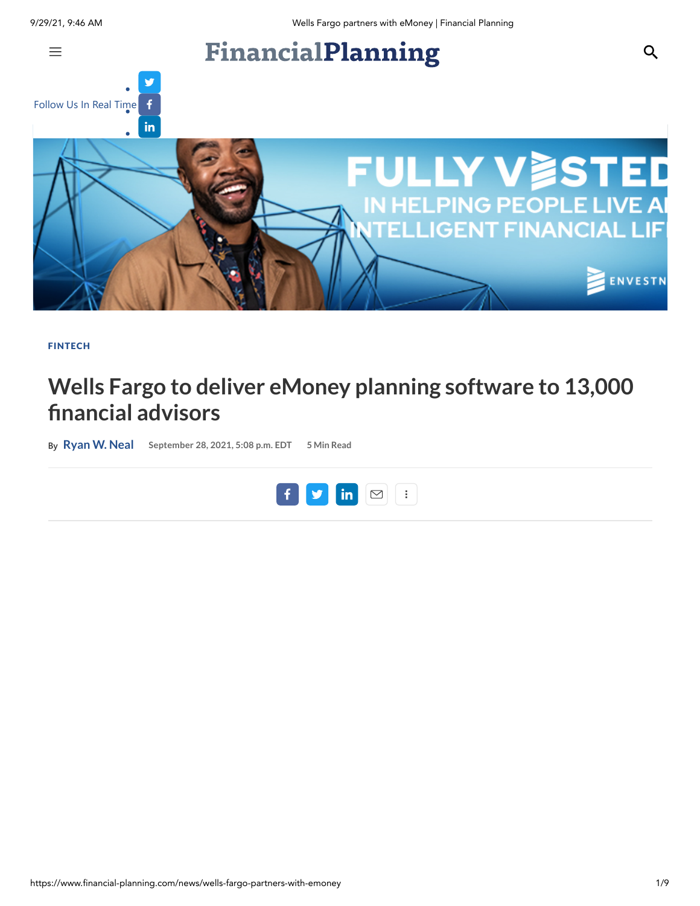FinancialPlanning

Follow Us In Real Time

FINTECH

# Wells Fargo to deliver eMoney planning software to 13,000 financial advisors

By **Ryan W. Neal** September 28, 2021, 5:08 p.m. EDT 5 Min Read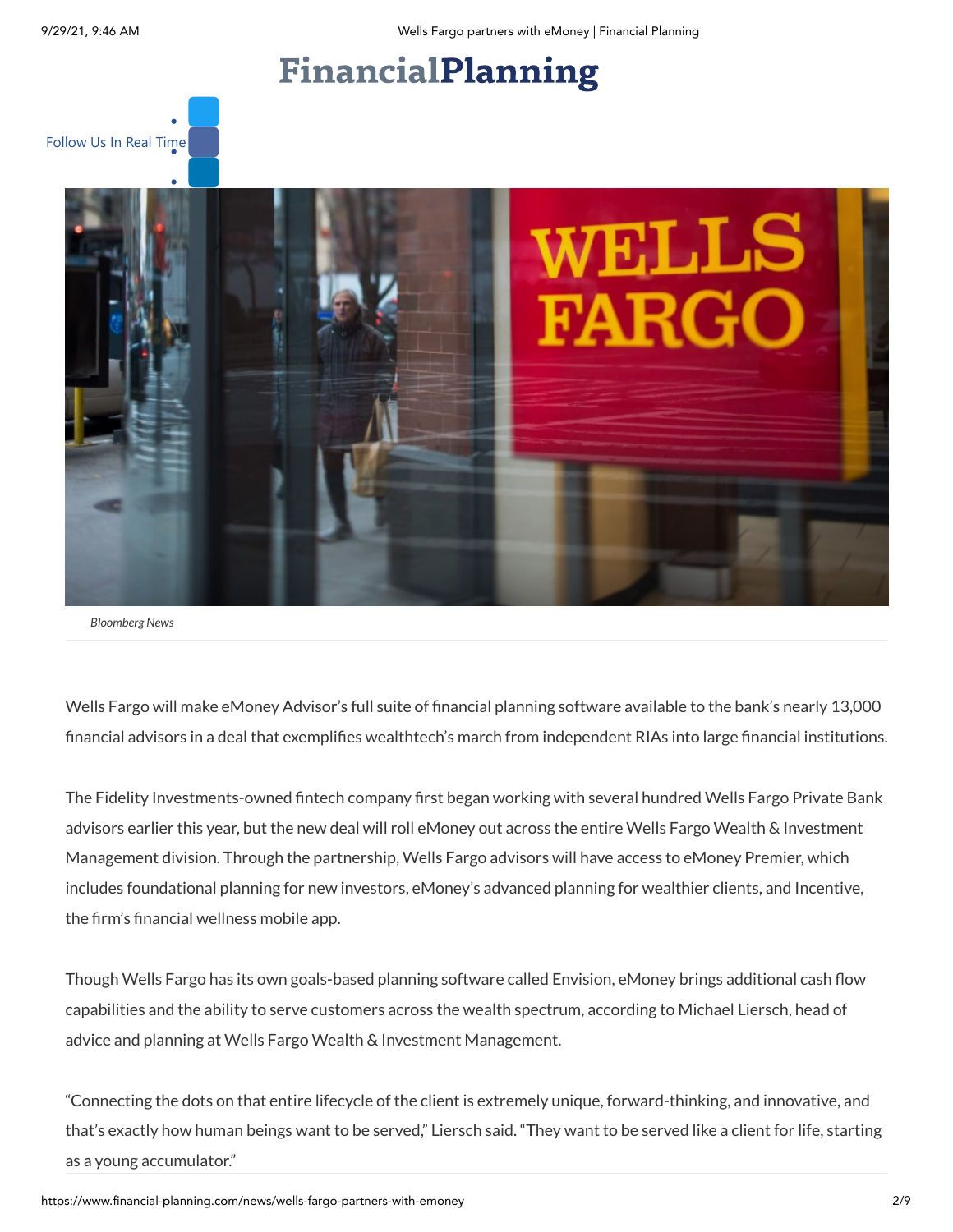# FinancialPlanning

Follow Us In Real Time

Bloomberg News

Wells Fargo will make eMoney Advisor's full suite of financial planning software available to the bank's nearly 13,000 financial advisors in a deal that exemplifies wealthtech's march from independent RIAs into large financial institutions.

The Fidelity Investments-owned fintech company first began working with several hundred Wells Fargo Private Bank advisors earlier this year, but the new deal will roll eMoney out across the entire Wells Fargo Wealth & Investment Management division. Through the partnership, Wells Fargo advisors will have access to eMoney Premier, which includes foundational planning for new investors, eMoney's advanced planning for wealthier clients, and Incentive, the firm's financial wellness mobile app.

Though Wells Fargo has its own goals-based planning software called Envision, eMoney brings additional cash flow capabilities and the ability to serve customers across the wealth spectrum, according to Michael Liersch, head of advice and planning at Wells Fargo Wealth & Investment Management.

"Connecting the dots on that entire lifecycle of the client is extremely unique, forward-thinking, and innovative, and that's exactly how human beings want to be served," Liersch said. "They want to be served like a client for life, starting as a young accumulator."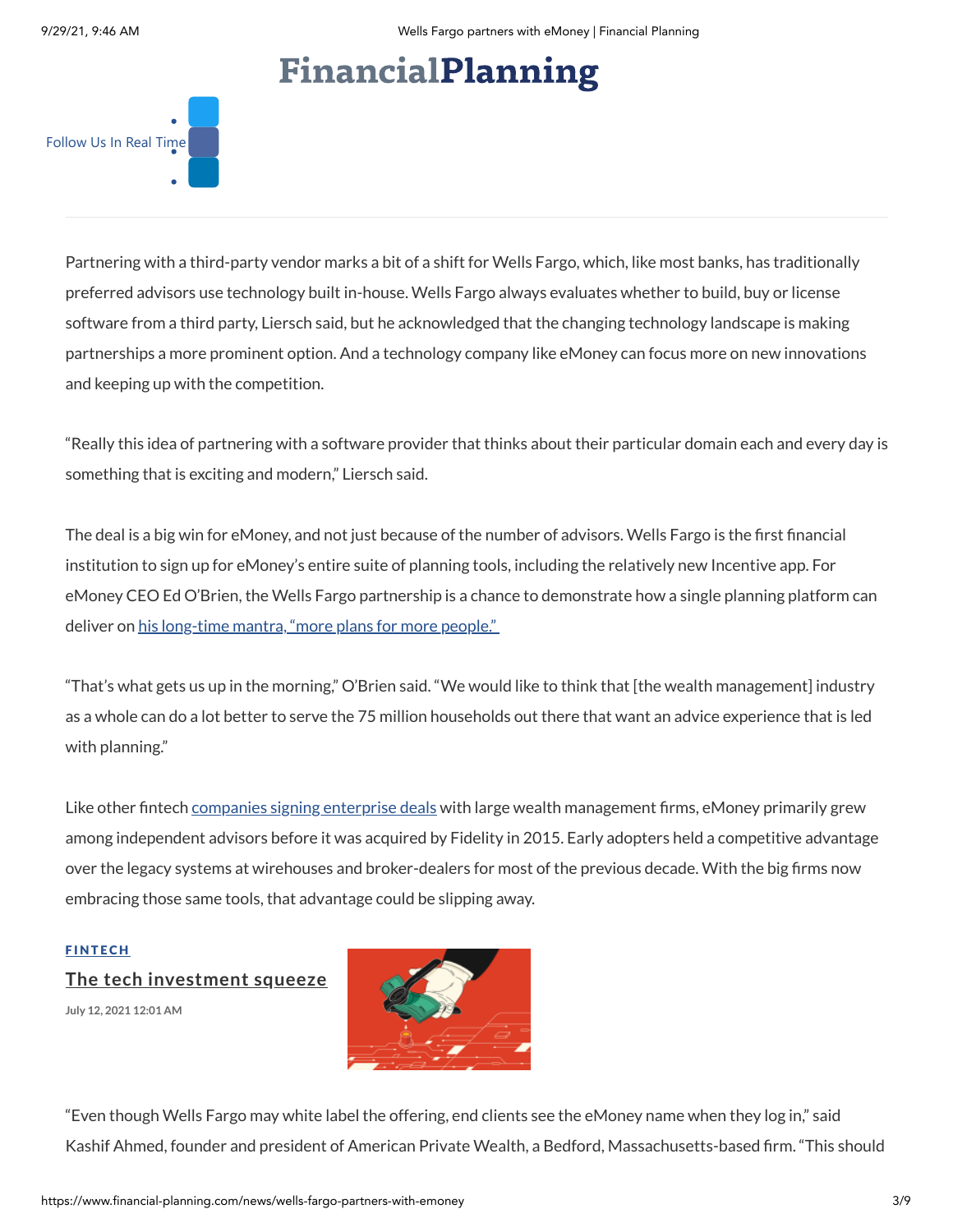Partnering with a third-party vendor marks a bit of a shift for Wells Fargo, which, like most banks, has traditionally preferred advisors use technology built in-house. Wells Fargo always evaluates whether to build, buy or license software from a third party, Liersch said, but he acknowledged that the changing technology landscape is making partnerships a more prominent option. And a technology company like eMoney can focus more on new innovations and keeping up with the competition.

"Really this idea of partnering with a software provider that thinks about their particular domain each and every day is something that is exciting and modern," Liersch said.

The deal is a big win for eMoney, and not just because of the number of advisors. Wells Fargo is the first financial institution to sign up for eMoney's entire suite of planning tools, including the relatively new Incentive app. For eMoney CEO Ed O'Brien, the Wells Fargo partnership is a chance to demonstrate how a single planning platform can deliver on his long-time mantra, "more plans for more people."

"That's what gets us up in the morning," O'Brien said. "We would like to think that [the wealth management] industry as a whole can do a lot better to serve the 75 million households out there that want an advice experience that is led with planning."

Like other fintech companies signing enterprise deals with large wealth management firms, eMoney primarily grew among independent advisors before it was acquired by Fidelity in 2015. Early adopters held a competitive advantage over the legacy systems at wirehouses and broker-dealers for most of the previous decade. With the big firms now embracing those same tools, that advantage could be slipping away.

**FINTECH**

**The tech investment squeeze**

July 12, 2021 12:01 AM

"Even though Wells Fargo may white label the offering, end clients see the eMoney name when they log in," said Kashif Ahmed, founder and president of American Private Wealth, a Bedford, Massachusetts-based firm. "This should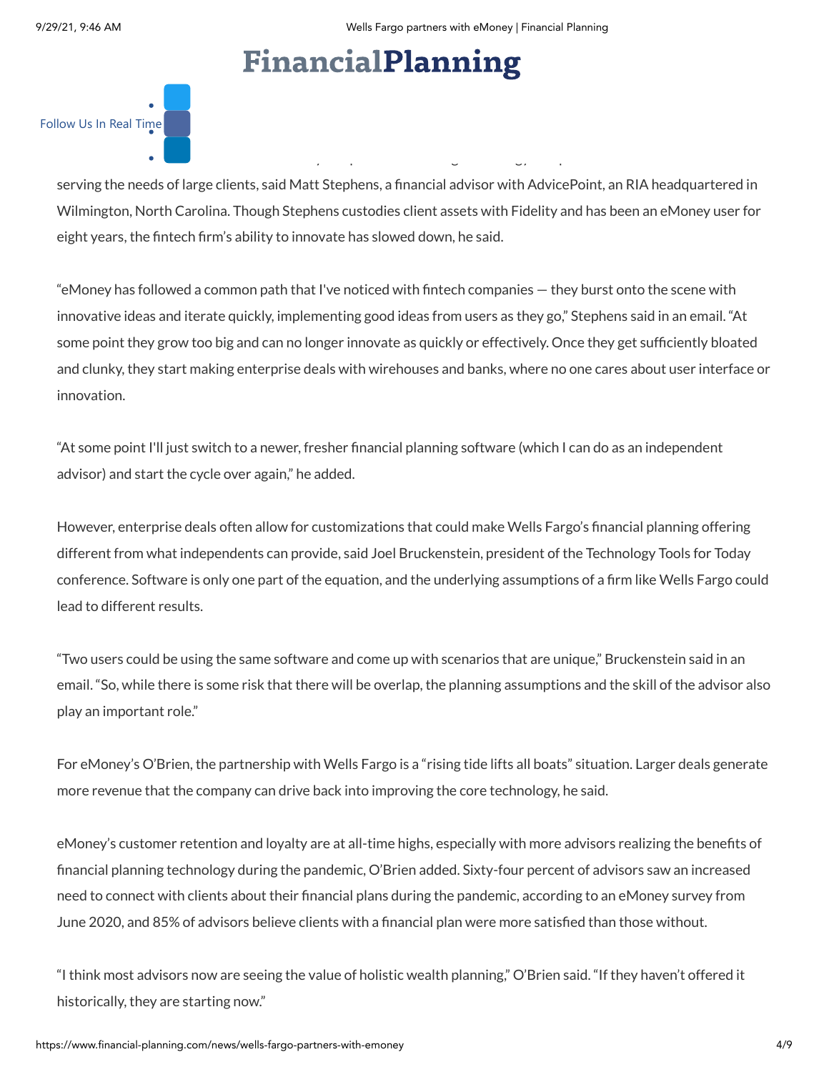serving the needs of large clients, said Matt Stephens, a financial advisor with AdvicePoint, an RIA headquartered in Wilmington, North Carolina. Though Stephens custodies client assets with Fidelity and has been an eMoney user for eight years, the fintech firm's ability to innovate has slowed down, he said.

"eMoney has followed a common path that I've noticed with fintech companies — they burst onto the scene with innovative ideas and iterate quickly, implementing good ideas from users as they go," Stephens said in an email. "At some point they grow too big and can no longer innovate as quickly or effectively. Once they get sufficiently bloated and clunky, they start making enterprise deals with wirehouses and banks, where no one cares about user interface or innovation.

"At some point I'll just switch to a newer, fresher financial planning software (which I can do as an independent advisor) and start the cycle over again," he added.

However, enterprise deals often allow for customizations that could make Wells Fargo's financial planning offering different from what independents can provide, said Joel Bruckenstein, president of the Technology Tools for Today conference. Software is only one part of the equation, and the underlying assumptions of a firm like Wells Fargo could lead to different results.

"Two users could be using the same software and come up with scenarios that are unique," Bruckenstein said in an email. "So, while there is some risk that there will be overlap, the planning assumptions and the skill of the advisor also play an important role."

For eMoney's O'Brien, the partnership with Wells Fargo is a "rising tide lifts all boats" situation. Larger deals generate more revenue that the company can drive back into improving the core technology, he said.

eMoney's customer retention and loyalty are at all-time highs, especially with more advisors realizing the benefits of financial planning technology during the pandemic, O'Brien added. Sixty-four percent of advisors saw an increased need to connect with clients about their financial plans during the pandemic, according to an eMoney survey from June 2020, and 85% of advisors believe clients with a financial plan were more satisfied than those without.

"I think most advisors now are seeing the value of holistic wealth planning," O'Brien said. "If they haven't offered it historically, they are starting now."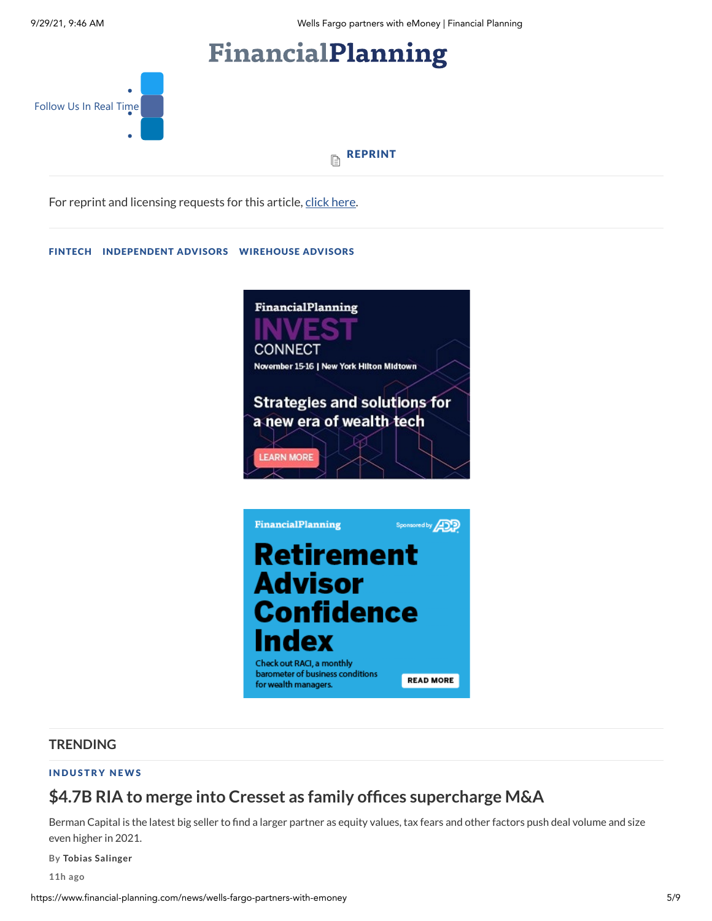# FinancialPlanning

Follow Us In Real Time

REPRINT

For reprint and licensing requests for this article, click here.

FINTECH   INDEPENDENT ADVISORS   WIREHOUSE ADVISORS

FinancialPlanning
INVEST
CONNECT
November 15-16 | New York Hilton Midtown
Strategies and solutions for a new era of wealth tech
LEARN MORE

FinancialPlanning
Sponsored by ADP
Retirement Advisor Confidence Index
Check out RACI, a monthly barometer of business conditions for wealth managers.
READ MORE

## TRENDING

INDUSTRY NEWS

### $4.7B RIA to merge into Cresset as family offices supercharge M&A

Berman Capital is the latest big seller to find a larger partner as equity values, tax fears and other factors push deal volume and size even higher in 2021.

By **Tobias Salinger**

11h ago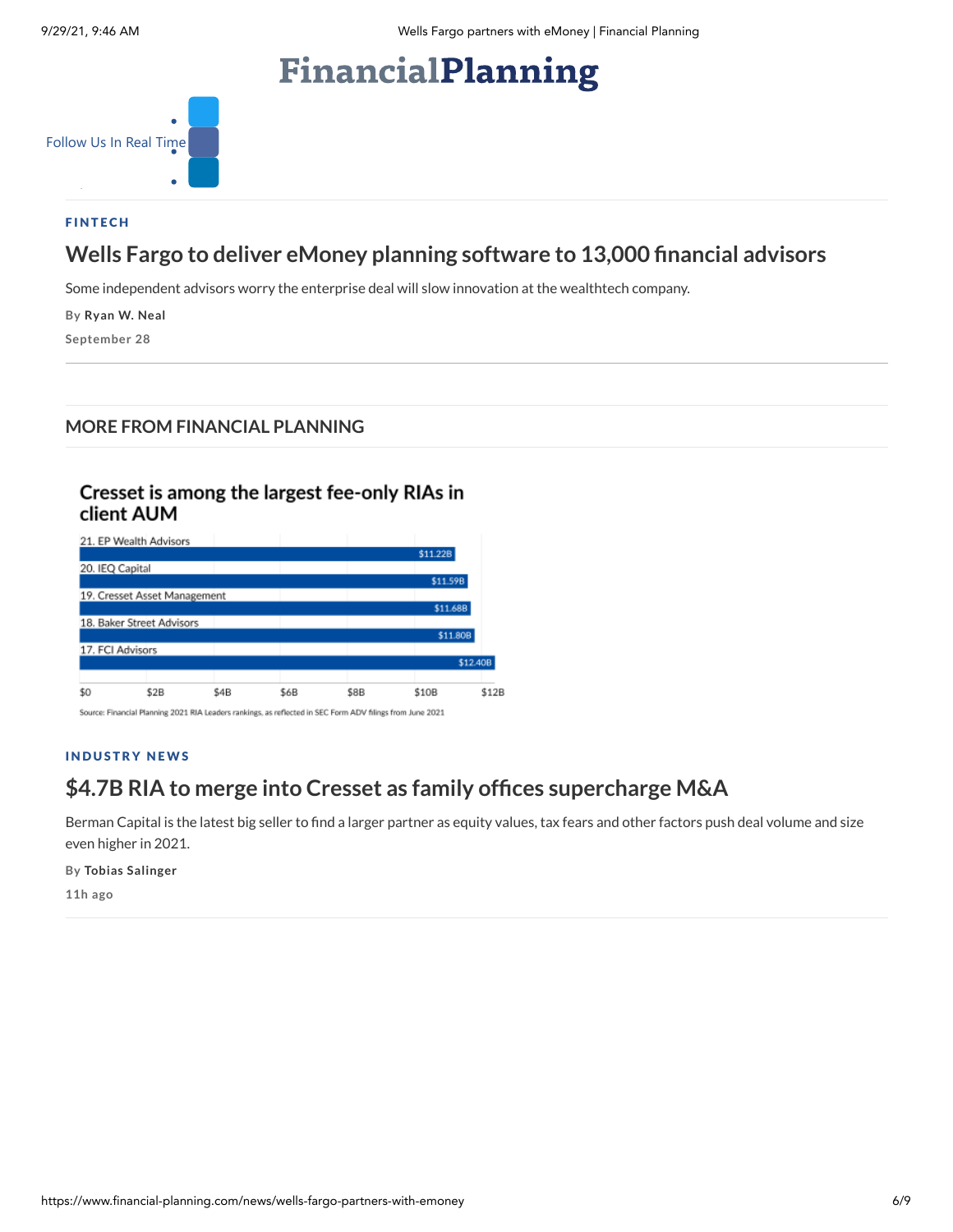# FinancialPlanning

Follow Us In Real Time

FINTECH

## Wells Fargo to deliver eMoney planning software to 13,000 financial advisors

Some independent advisors worry the enterprise deal will slow innovation at the wealthtech company.

By **Ryan W. Neal**

September 28

## MORE FROM FINANCIAL PLANNING

### Cresset is among the largest fee-only RIAs in client AUM

21. EP Wealth Advisors
$11.22B
20. IEQ Capital
$11.59B
19. Cresset Asset Management
$11.68B
18. Baker Street Advisors
$11.80B
17. FCI Advisors
$12.40B

$0 $2B $4B $6B $8B $10B $12B

Source: Financial Planning 2021 RIA Leaders rankings, as reflected in SEC Form ADV filings from June 2021

INDUSTRY NEWS

## $4.7B RIA to merge into Cresset as family offices supercharge M&A

Berman Capital is the latest big seller to find a larger partner as equity values, tax fears and other factors push deal volume and size even higher in 2021.

By **Tobias Salinger**

11h ago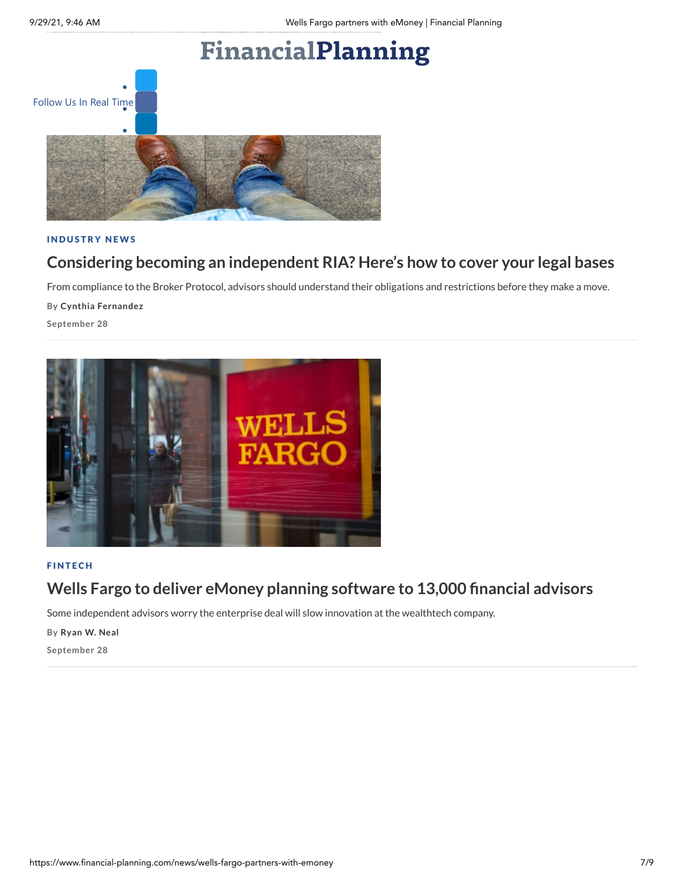FinancialPlanning

Follow Us In Real Time

INDUSTRY NEWS

## Considering becoming an independent RIA? Here's how to cover your legal bases

From compliance to the Broker Protocol, advisors should understand their obligations and restrictions before they make a move.

By **Cynthia Fernandez**

September 28

FINTECH

## Wells Fargo to deliver eMoney planning software to 13,000 financial advisors

Some independent advisors worry the enterprise deal will slow innovation at the wealthtech company.

By **Ryan W. Neal**

September 28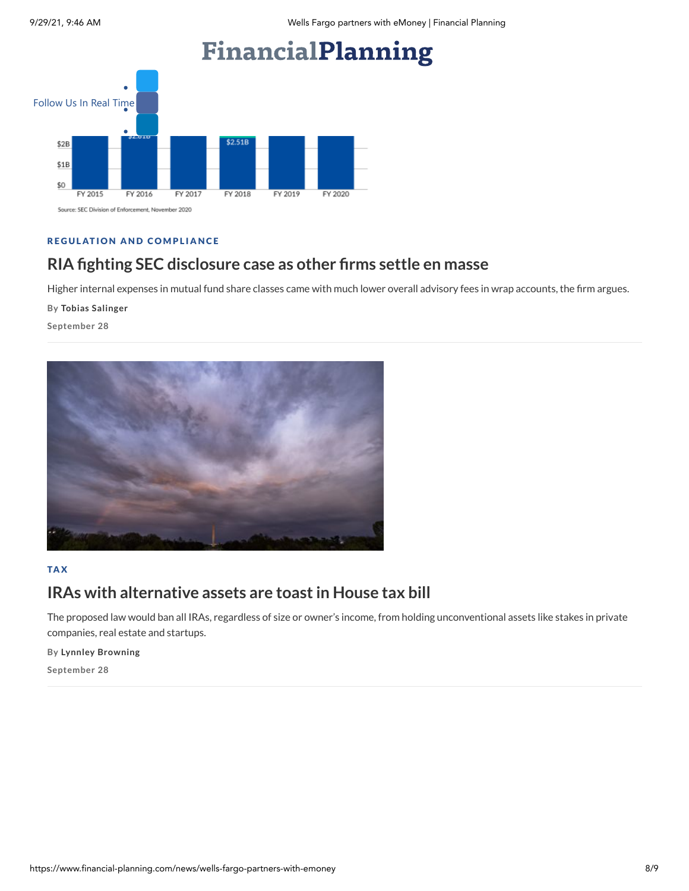# FinancialPlanning

Follow Us In Real Time

$2B
$1B
$0
$2.51B
FY 2015
FY 2016
FY 2017
FY 2018
FY 2019
FY 2020

Source: SEC Division of Enforcement, November 2020

REGULATION AND COMPLIANCE

## RIA fighting SEC disclosure case as other firms settle en masse

Higher internal expenses in mutual fund share classes came with much lower overall advisory fees in wrap accounts, the firm argues.

By **Tobias Salinger**

September 28

TAX

## IRAs with alternative assets are toast in House tax bill

The proposed law would ban all IRAs, regardless of size or owner's income, from holding unconventional assets like stakes in private companies, real estate and startups.

By **Lynnley Browning**

September 28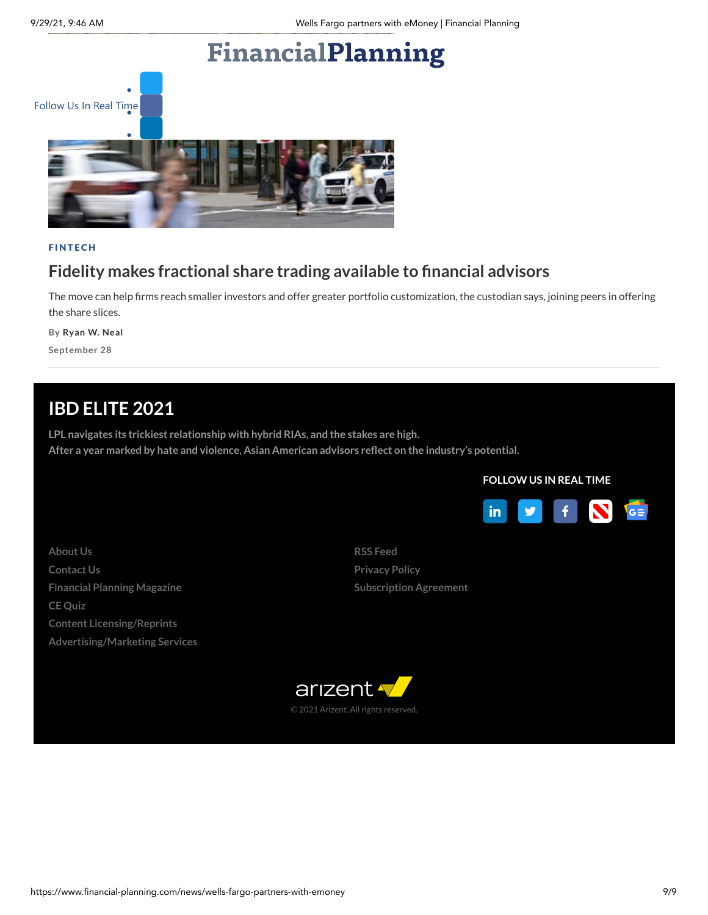# FinancialPlanning

Follow Us In Real Time

FINTECH

## Fidelity makes fractional share trading available to financial advisors

The move can help firms reach smaller investors and offer greater portfolio customization, the custodian says, joining peers in offering the share slices.

By **Ryan W. Neal**

September 28

## IBD ELITE 2021

**LPL navigates its trickiest relationship with hybrid RIAs, and the stakes are high.**

**After a year marked by hate and violence, Asian American advisors reflect on the industry's potential.**

**FOLLOW US IN REAL TIME**

About Us
Contact Us
Financial Planning Magazine
CE Quiz
Content Licensing/Reprints
Advertising/Marketing Services

RSS Feed
Privacy Policy
Subscription Agreement

arizent

© 2021 Arizent. All rights reserved.